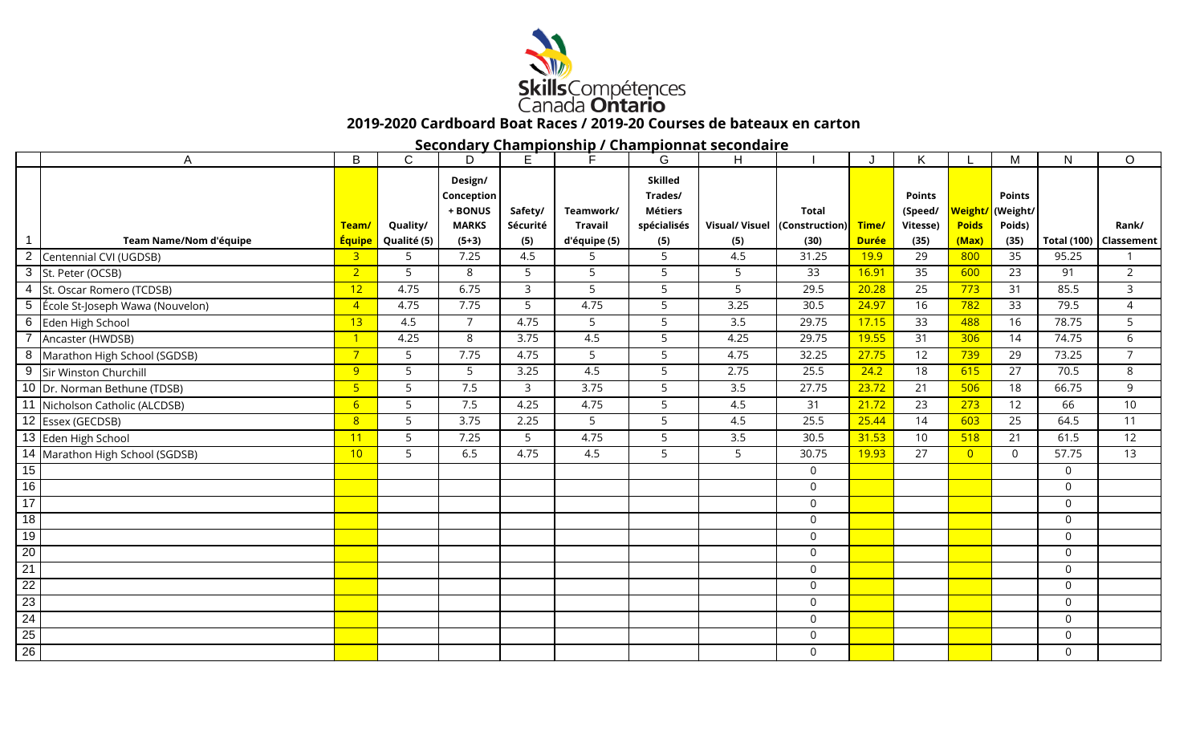Skills Compétences Canada Ontario

## 2019-2020 Cardboard Boat Races / 2019-20 Courses de bateaux en carton

### Secondary Championship / Championnat secondaire

| | A | B | C | D | E | F | G | H | I | J | K | L | M | N | O |
|---|---|---|---|---|---|---|---|---|---|---|---|---|---|---|---|
| 1 | Team Name/Nom d'équipe | Team/ Équipe | Quality/ Qualité (5) | Design/ Conception + BONUS MARKS (5+3) | Safety/ Sécurité (5) | Teamwork/ Travail d'équipe (5) | Skilled Trades/ Métiers spécialisés (5) | Visual/ Visuel (5) | Total (Construction) (30) | Time/ Durée | Points (Speed/ Vitesse) (35) | Weight/ Poids (Max) | Points (Weight/ Poids) (35) | Total (100) | Rank/ Classement |
| 2 | Centennial CVI (UGDSB) | 3 | 5 | 7.25 | 4.5 | 5 | 5 | 4.5 | 31.25 | 19.9 | 29 | 800 | 35 | 95.25 | 1 |
| 3 | St. Peter (OCSB) | 2 | 5 | 8 | 5 | 5 | 5 | 5 | 33 | 16.91 | 35 | 600 | 23 | 91 | 2 |
| 4 | St. Oscar Romero (TCDSB) | 12 | 4.75 | 6.75 | 3 | 5 | 5 | 5 | 29.5 | 20.28 | 25 | 773 | 31 | 85.5 | 3 |
| 5 | École St-Joseph Wawa (Nouvelon) | 4 | 4.75 | 7.75 | 5 | 4.75 | 5 | 3.25 | 30.5 | 24.97 | 16 | 782 | 33 | 79.5 | 4 |
| 6 | Eden High School | 13 | 4.5 | 7 | 4.75 | 5 | 5 | 3.5 | 29.75 | 17.15 | 33 | 488 | 16 | 78.75 | 5 |
| 7 | Ancaster (HWDSB) | 1 | 4.25 | 8 | 3.75 | 4.5 | 5 | 4.25 | 29.75 | 19.55 | 31 | 306 | 14 | 74.75 | 6 |
| 8 | Marathon High School (SGDSB) | 7 | 5 | 7.75 | 4.75 | 5 | 5 | 4.75 | 32.25 | 27.75 | 12 | 739 | 29 | 73.25 | 7 |
| 9 | Sir Winston Churchill | 9 | 5 | 5 | 3.25 | 4.5 | 5 | 2.75 | 25.5 | 24.2 | 18 | 615 | 27 | 70.5 | 8 |
| 10 | Dr. Norman Bethune (TDSB) | 5 | 5 | 7.5 | 3 | 3.75 | 5 | 3.5 | 27.75 | 23.72 | 21 | 506 | 18 | 66.75 | 9 |
| 11 | Nicholson Catholic (ALCDSB) | 6 | 5 | 7.5 | 4.25 | 4.75 | 5 | 4.5 | 31 | 21.72 | 23 | 273 | 12 | 66 | 10 |
| 12 | Essex (GECDSB) | 8 | 5 | 3.75 | 2.25 | 5 | 5 | 4.5 | 25.5 | 25.44 | 14 | 603 | 25 | 64.5 | 11 |
| 13 | Eden High School | 11 | 5 | 7.25 | 5 | 4.75 | 5 | 3.5 | 30.5 | 31.53 | 10 | 518 | 21 | 61.5 | 12 |
| 14 | Marathon High School (SGDSB) | 10 | 5 | 6.5 | 4.75 | 4.5 | 5 | 5 | 30.75 | 19.93 | 27 | 0 | 0 | 57.75 | 13 |
| 15 | | | | | | | | | 0 | | | | | 0 | |
| 16 | | | | | | | | | 0 | | | | | 0 | |
| 17 | | | | | | | | | 0 | | | | | 0 | |
| 18 | | | | | | | | | 0 | | | | | 0 | |
| 19 | | | | | | | | | 0 | | | | | 0 | |
| 20 | | | | | | | | | 0 | | | | | 0 | |
| 21 | | | | | | | | | 0 | | | | | 0 | |
| 22 | | | | | | | | | 0 | | | | | 0 | |
| 23 | | | | | | | | | 0 | | | | | 0 | |
| 24 | | | | | | | | | 0 | | | | | 0 | |
| 25 | | | | | | | | | 0 | | | | | 0 | |
| 26 | | | | | | | | | 0 | | | | | 0 | |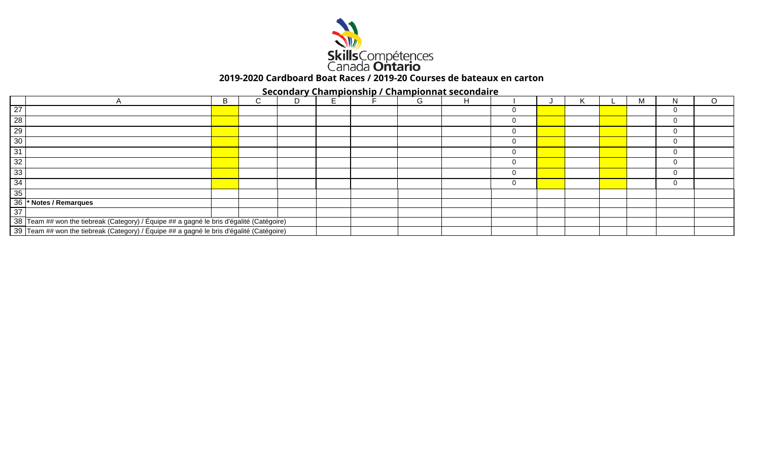## 2019-2020 Cardboard Boat Races / 2019-20 Courses de bateaux en carton

### Secondary Championship / Championnat secondaire

| | A | B | C | D | E | F | G | H | I | J | K | L | M | N | O |
|---|---|---|---|---|---|---|---|---|---|---|---|---|---|---|---|
| 27 | | | | | | | | | 0 | | | | | 0 | |
| 28 | | | | | | | | | 0 | | | | | 0 | |
| 29 | | | | | | | | | 0 | | | | | 0 | |
| 30 | | | | | | | | | 0 | | | | | 0 | |
| 31 | | | | | | | | | 0 | | | | | 0 | |
| 32 | | | | | | | | | 0 | | | | | 0 | |
| 33 | | | | | | | | | 0 | | | | | 0 | |
| 34 | | | | | | | | | 0 | | | | | 0 | |
| 35 | | | | | | | | | | | | | | | |
| 36 | **\* Notes / Remarques** | | | | | | | | | | | | | | |
| 37 | | | | | | | | | | | | | | | |
| 38 | Team ## won the tiebreak (Category) / Équipe ## a gagné le bris d'égalité (Catégoire) | | | | | | | | | | | | | | |
| 39 | Team ## won the tiebreak (Category) / Équipe ## a gagné le bris d'égalité (Catégoire) | | | | | | | | | | | | | | |